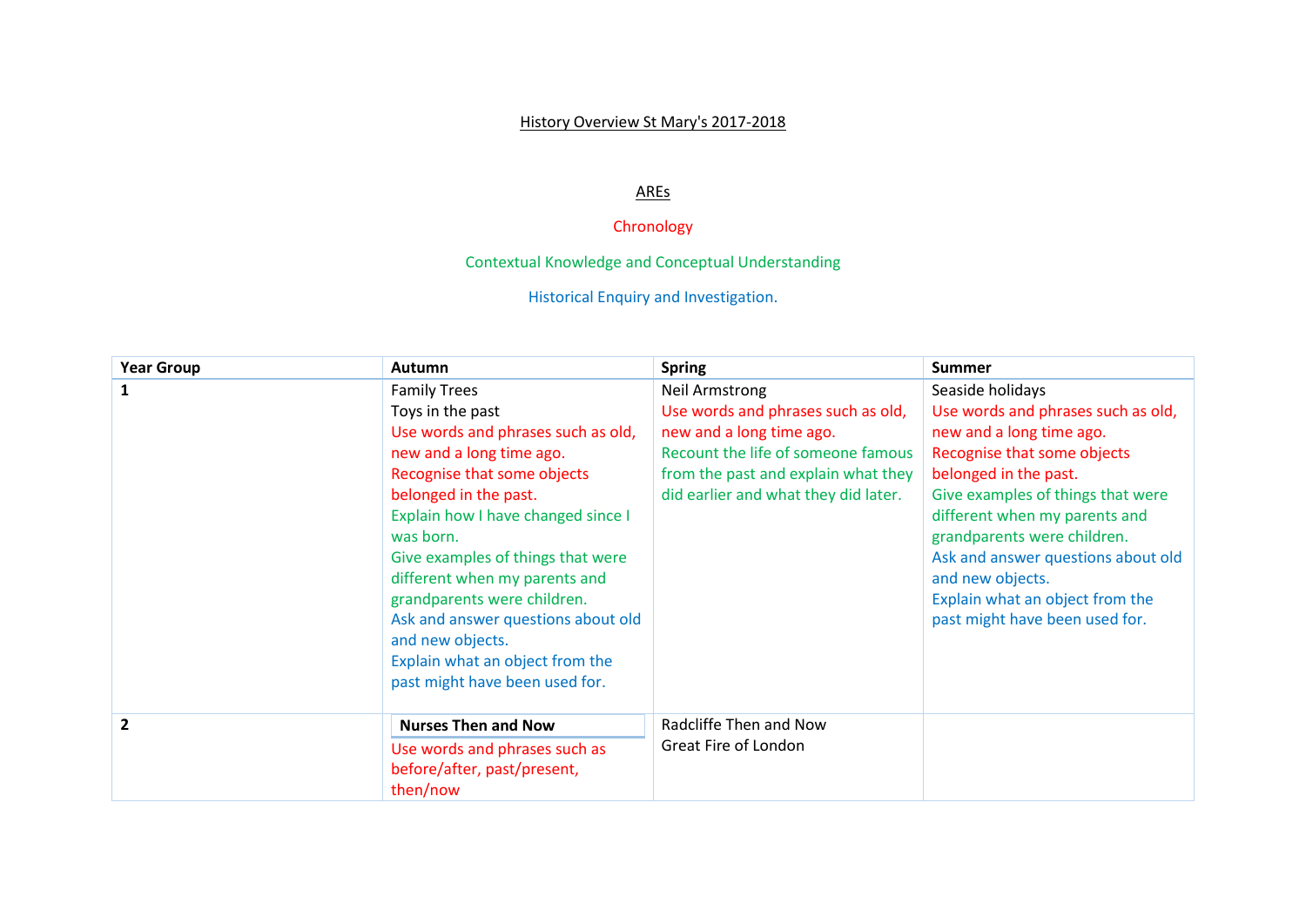History Overview St Mary's 2017-2018

AREs

Chronology

Contextual Knowledge and Conceptual Understanding

Historical Enquiry and Investigation.

| Year Group | Autumn | Spring | Summer |
|---|---|---|---|
| 1 | Family Trees<br>Toys in the past<br>Use words and phrases such as old, new and a long time ago.<br>Recognise that some objects belonged in the past.<br>Explain how I have changed since I was born.<br>Give examples of things that were different when my parents and grandparents were children.<br>Ask and answer questions about old and new objects.<br>Explain what an object from the past might have been used for. | Neil Armstrong<br>Use words and phrases such as old, new and a long time ago.<br>Recount the life of someone famous from the past and explain what they did earlier and what they did later. | Seaside holidays<br>Use words and phrases such as old, new and a long time ago.<br>Recognise that some objects belonged in the past.<br>Give examples of things that were different when my parents and grandparents were children.<br>Ask and answer questions about old and new objects.<br>Explain what an object from the past might have been used for. |
| 2 | **Nurses Then and Now**<br>Use words and phrases such as before/after, past/present, then/now | Radcliffe Then and Now<br>Great Fire of London | |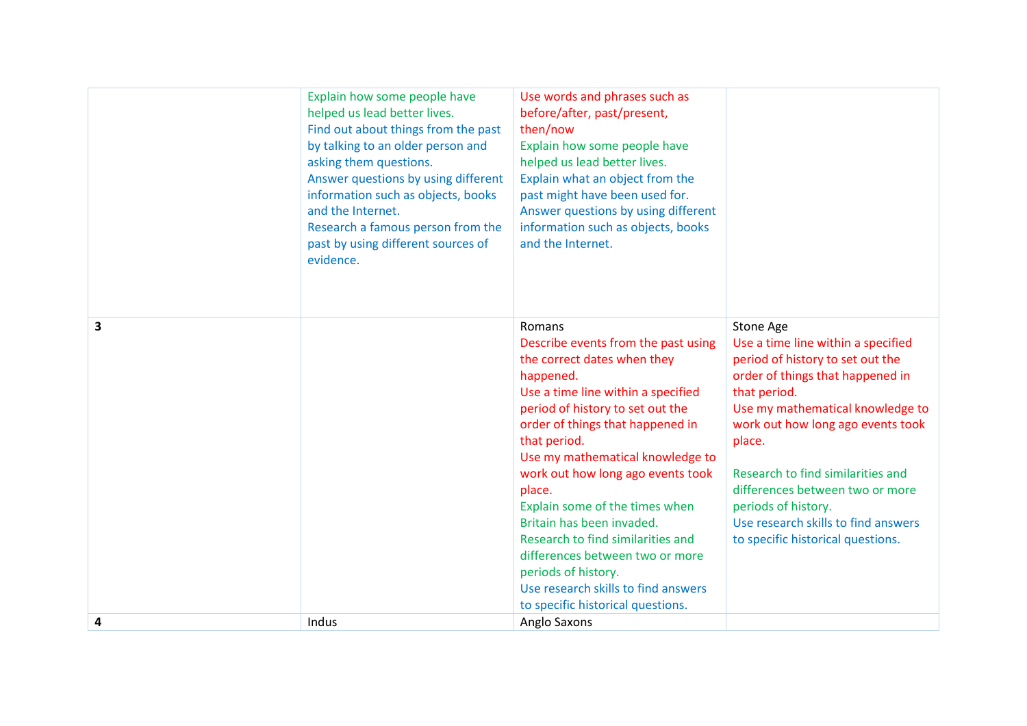| | | | |
|---|---|---|---|
| | Explain how some people have helped us lead better lives.<br>Find out about things from the past by talking to an older person and asking them questions.<br>Answer questions by using different information such as objects, books and the Internet.<br>Research a famous person from the past by using different sources of evidence. | Use words and phrases such as before/after, past/present, then/now<br>Explain how some people have helped us lead better lives.<br>Explain what an object from the past might have been used for.<br>Answer questions by using different information such as objects, books and the Internet. | |
| **3** | | Romans<br>Describe events from the past using the correct dates when they happened.<br>Use a time line within a specified period of history to set out the order of things that happened in that period.<br>Use my mathematical knowledge to work out how long ago events took place.<br>Explain some of the times when Britain has been invaded.<br>Research to find similarities and differences between two or more periods of history.<br>Use research skills to find answers to specific historical questions. | Stone Age<br>Use a time line within a specified period of history to set out the order of things that happened in that period.<br>Use my mathematical knowledge to work out how long ago events took place.<br><br>Research to find similarities and differences between two or more periods of history.<br>Use research skills to find answers to specific historical questions. |
| **4** | Indus | Anglo Saxons | |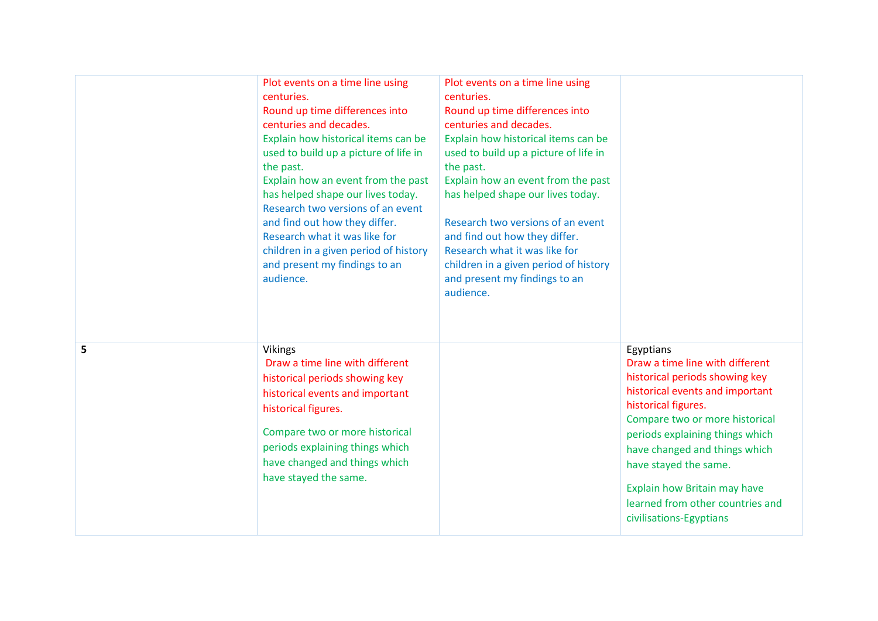| | | | |
|---|---|---|---|
| | Plot events on a time line using centuries.<br>Round up time differences into centuries and decades.<br>Explain how historical items can be used to build up a picture of life in the past.<br>Explain how an event from the past has helped shape our lives today.<br>Research two versions of an event and find out how they differ.<br>Research what it was like for children in a given period of history and present my findings to an audience. | Plot events on a time line using centuries.<br>Round up time differences into centuries and decades.<br>Explain how historical items can be used to build up a picture of life in the past.<br>Explain how an event from the past has helped shape our lives today.<br><br>Research two versions of an event and find out how they differ.<br>Research what it was like for children in a given period of history and present my findings to an audience. | |
| **5** | Vikings<br>Draw a time line with different historical periods showing key historical events and important historical figures.<br><br>Compare two or more historical periods explaining things which have changed and things which have stayed the same. | | Egyptians<br>Draw a time line with different historical periods showing key historical events and important historical figures.<br>Compare two or more historical periods explaining things which have changed and things which have stayed the same.<br><br>Explain how Britain may have learned from other countries and civilisations-Egyptians |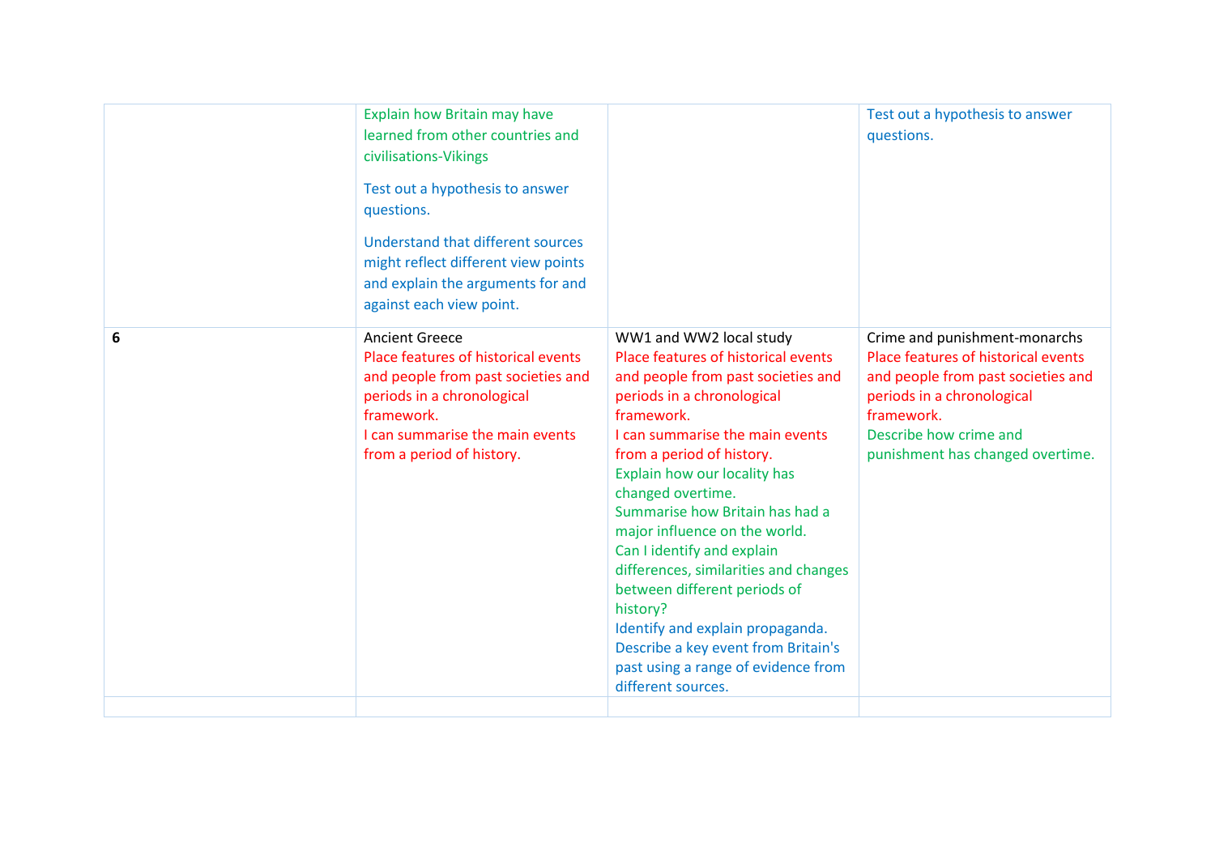| | | | |
|---|---|---|---|
| | Explain how Britain may have learned from other countries and civilisations-Vikings<br><br>Test out a hypothesis to answer questions.<br><br>Understand that different sources might reflect different view points and explain the arguments for and against each view point. | | Test out a hypothesis to answer questions. |
| **6** | Ancient Greece<br>Place features of historical events and people from past societies and periods in a chronological framework.<br>I can summarise the main events from a period of history. | WW1 and WW2 local study<br>Place features of historical events and people from past societies and periods in a chronological framework.<br>I can summarise the main events from a period of history.<br>Explain how our locality has changed overtime.<br>Summarise how Britain has had a major influence on the world.<br>Can I identify and explain differences, similarities and changes between different periods of history?<br>Identify and explain propaganda.<br>Describe a key event from Britain's past using a range of evidence from different sources. | Crime and punishment-monarchs<br>Place features of historical events and people from past societies and periods in a chronological framework.<br>Describe how crime and punishment has changed overtime. |
| | | | |